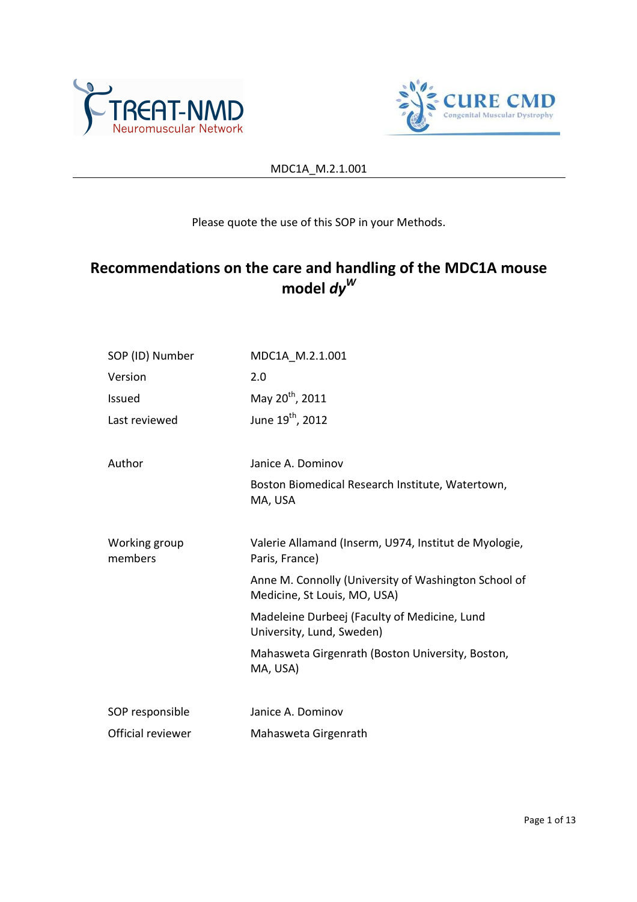MDC1A_M.2.1.001

Please quote the use of this SOP in your Methods.

# Recommendations on the care and handling of the MDC1A mouse model *dy*$^{W}$

| | |
|---|---|
| SOP (ID) Number | MDC1A_M.2.1.001 |
| Version | 2.0 |
| Issued | May 20th, 2011 |
| Last reviewed | June 19th, 2012 |
| Author | Janice A. Dominov<br>Boston Biomedical Research Institute, Watertown, MA, USA |
| Working group members | Valerie Allamand (Inserm, U974, Institut de Myologie, Paris, France)<br>Anne M. Connolly (University of Washington School of Medicine, St Louis, MO, USA)<br>Madeleine Durbeej (Faculty of Medicine, Lund University, Lund, Sweden)<br>Mahasweta Girgenrath (Boston University, Boston, MA, USA) |
| SOP responsible | Janice A. Dominov |
| Official reviewer | Mahasweta Girgenrath |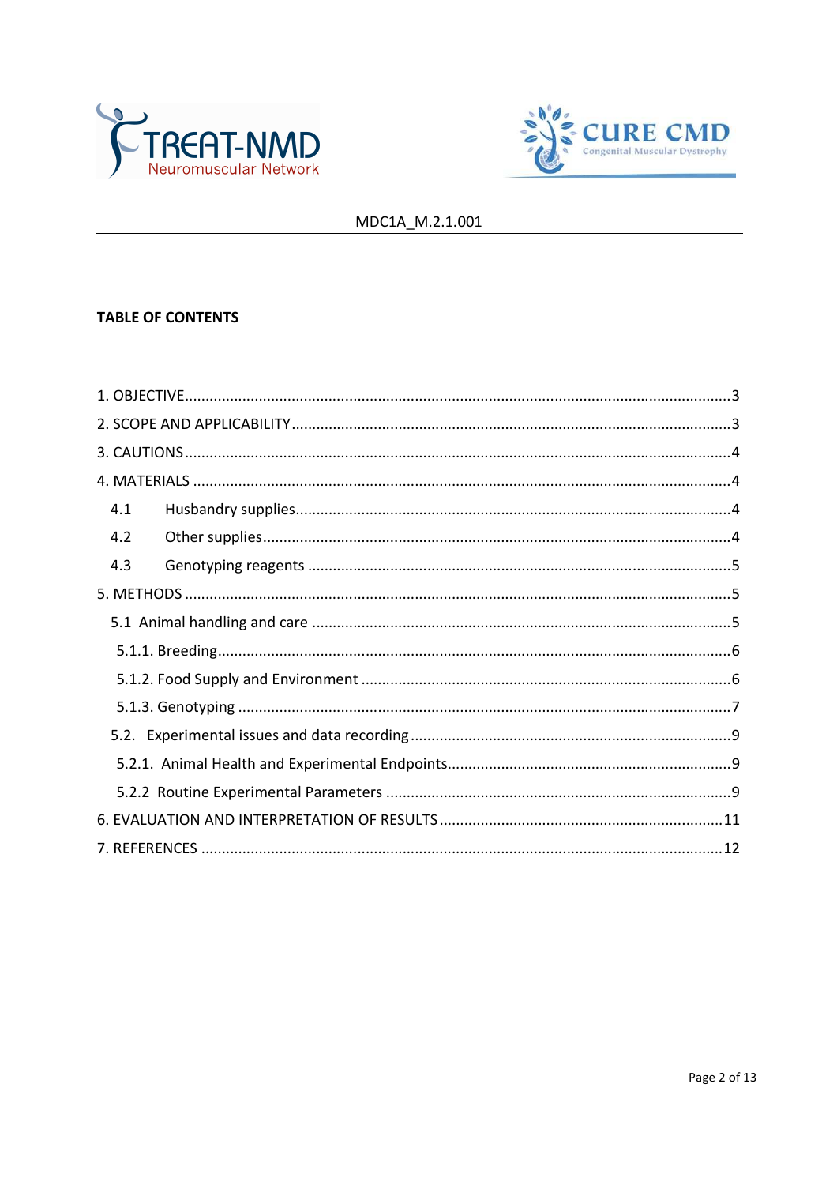**TABLE OF CONTENTS**

1. OBJECTIVE ..... 3
2. SCOPE AND APPLICABILITY ..... 3
3. CAUTIONS ..... 4
4. MATERIALS ..... 4
   - 4.1 Husbandry supplies ..... 4
   - 4.2 Other supplies ..... 4
   - 4.3 Genotyping reagents ..... 5
5. METHODS ..... 5
   - 5.1 Animal handling and care ..... 5
     - 5.1.1. Breeding ..... 6
     - 5.1.2. Food Supply and Environment ..... 6
     - 5.1.3. Genotyping ..... 7
   - 5.2. Experimental issues and data recording ..... 9
     - 5.2.1. Animal Health and Experimental Endpoints ..... 9
     - 5.2.2 Routine Experimental Parameters ..... 9
6. EVALUATION AND INTERPRETATION OF RESULTS ..... 11
7. REFERENCES ..... 12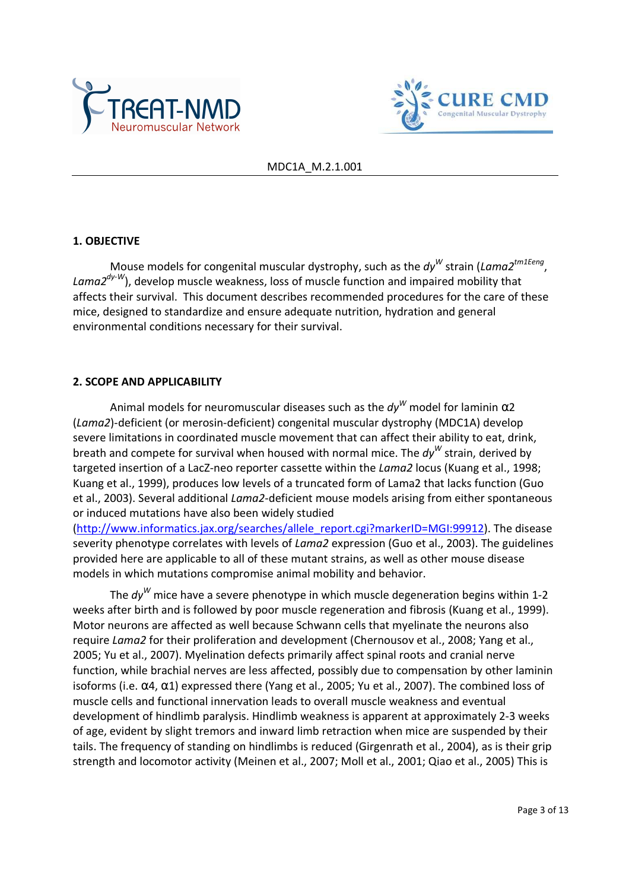## 1. OBJECTIVE

Mouse models for congenital muscular dystrophy, such as the *dy*$^{W}$ strain (*Lama2*$^{tm1Eeng}$, *Lama2*$^{dy\text{-}W}$), develop muscle weakness, loss of muscle function and impaired mobility that affects their survival. This document describes recommended procedures for the care of these mice, designed to standardize and ensure adequate nutrition, hydration and general environmental conditions necessary for their survival.

## 2. SCOPE AND APPLICABILITY

Animal models for neuromuscular diseases such as the *dy*$^{W}$ model for laminin α2 (*Lama2*)-deficient (or merosin-deficient) congenital muscular dystrophy (MDC1A) develop severe limitations in coordinated muscle movement that can affect their ability to eat, drink, breath and compete for survival when housed with normal mice. The *dy*$^{W}$ strain, derived by targeted insertion of a LacZ-neo reporter cassette within the *Lama2* locus (Kuang et al., 1998; Kuang et al., 1999), produces low levels of a truncated form of Lama2 that lacks function (Guo et al., 2003). Several additional *Lama2*-deficient mouse models arising from either spontaneous or induced mutations have also been widely studied (http://www.informatics.jax.org/searches/allele_report.cgi?markerID=MGI:99912). The disease severity phenotype correlates with levels of *Lama2* expression (Guo et al., 2003). The guidelines provided here are applicable to all of these mutant strains, as well as other mouse disease models in which mutations compromise animal mobility and behavior.

The *dy*$^{W}$ mice have a severe phenotype in which muscle degeneration begins within 1-2 weeks after birth and is followed by poor muscle regeneration and fibrosis (Kuang et al., 1999). Motor neurons are affected as well because Schwann cells that myelinate the neurons also require *Lama2* for their proliferation and development (Chernousov et al., 2008; Yang et al., 2005; Yu et al., 2007). Myelination defects primarily affect spinal roots and cranial nerve function, while brachial nerves are less affected, possibly due to compensation by other laminin isoforms (i.e. α4, α1) expressed there (Yang et al., 2005; Yu et al., 2007). The combined loss of muscle cells and functional innervation leads to overall muscle weakness and eventual development of hindlimb paralysis. Hindlimb weakness is apparent at approximately 2-3 weeks of age, evident by slight tremors and inward limb retraction when mice are suspended by their tails. The frequency of standing on hindlimbs is reduced (Girgenrath et al., 2004), as is their grip strength and locomotor activity (Meinen et al., 2007; Moll et al., 2001; Qiao et al., 2005) This is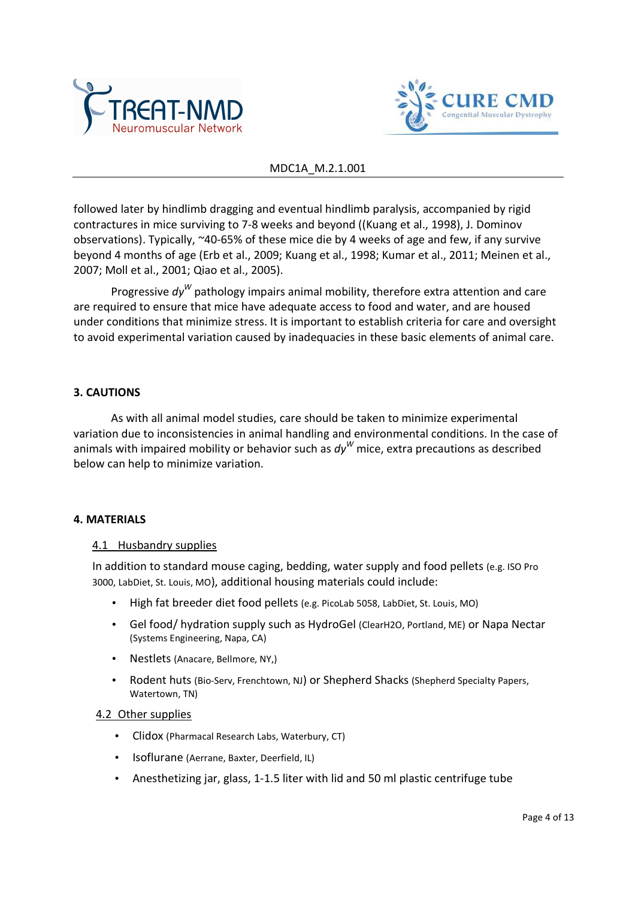followed later by hindlimb dragging and eventual hindlimb paralysis, accompanied by rigid contractures in mice surviving to 7-8 weeks and beyond ((Kuang et al., 1998), J. Dominov observations). Typically, ~40-65% of these mice die by 4 weeks of age and few, if any survive beyond 4 months of age (Erb et al., 2009; Kuang et al., 1998; Kumar et al., 2011; Meinen et al., 2007; Moll et al., 2001; Qiao et al., 2005).

Progressive *dy*$^{W}$ pathology impairs animal mobility, therefore extra attention and care are required to ensure that mice have adequate access to food and water, and are housed under conditions that minimize stress. It is important to establish criteria for care and oversight to avoid experimental variation caused by inadequacies in these basic elements of animal care.

## 3. CAUTIONS

As with all animal model studies, care should be taken to minimize experimental variation due to inconsistencies in animal handling and environmental conditions. In the case of animals with impaired mobility or behavior such as *dy*$^{W}$ mice, extra precautions as described below can help to minimize variation.

## 4. MATERIALS

### 4.1 Husbandry supplies

In addition to standard mouse caging, bedding, water supply and food pellets (e.g. ISO Pro 3000, LabDiet, St. Louis, MO), additional housing materials could include:

- High fat breeder diet food pellets (e.g. PicoLab 5058, LabDiet, St. Louis, MO)
- Gel food/ hydration supply such as HydroGel (ClearH2O, Portland, ME) or Napa Nectar (Systems Engineering, Napa, CA)
- Nestlets (Anacare, Bellmore, NY,)
- Rodent huts (Bio-Serv, Frenchtown, NJ) or Shepherd Shacks (Shepherd Specialty Papers, Watertown, TN)

### 4.2 Other supplies

- Clidox (Pharmacal Research Labs, Waterbury, CT)
- Isoflurane (Aerrane, Baxter, Deerfield, IL)
- Anesthetizing jar, glass, 1-1.5 liter with lid and 50 ml plastic centrifuge tube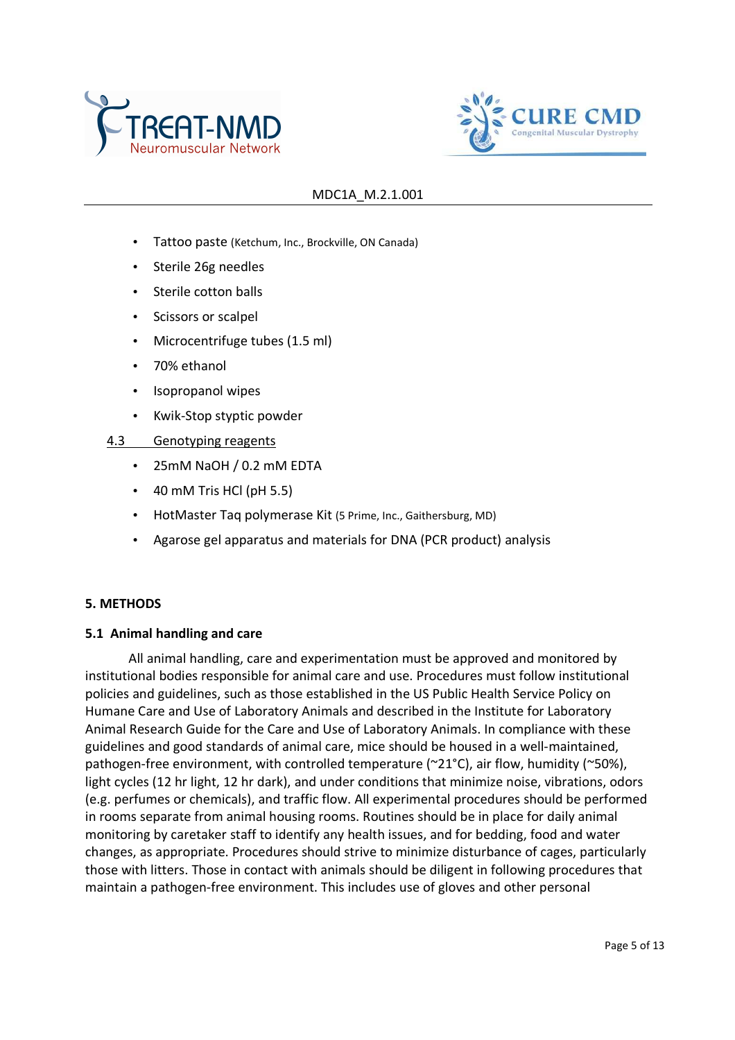- Tattoo paste (Ketchum, Inc., Brockville, ON Canada)
- Sterile 26g needles
- Sterile cotton balls
- Scissors or scalpel
- Microcentrifuge tubes (1.5 ml)
- 70% ethanol
- Isopropanol wipes
- Kwik-Stop styptic powder

### 4.3 Genotyping reagents

- 25mM NaOH / 0.2 mM EDTA
- 40 mM Tris HCl (pH 5.5)
- HotMaster Taq polymerase Kit (5 Prime, Inc., Gaithersburg, MD)
- Agarose gel apparatus and materials for DNA (PCR product) analysis

## 5. METHODS

### 5.1 Animal handling and care

All animal handling, care and experimentation must be approved and monitored by institutional bodies responsible for animal care and use. Procedures must follow institutional policies and guidelines, such as those established in the US Public Health Service Policy on Humane Care and Use of Laboratory Animals and described in the Institute for Laboratory Animal Research Guide for the Care and Use of Laboratory Animals. In compliance with these guidelines and good standards of animal care, mice should be housed in a well-maintained, pathogen-free environment, with controlled temperature (~21°C), air flow, humidity (~50%), light cycles (12 hr light, 12 hr dark), and under conditions that minimize noise, vibrations, odors (e.g. perfumes or chemicals), and traffic flow. All experimental procedures should be performed in rooms separate from animal housing rooms. Routines should be in place for daily animal monitoring by caretaker staff to identify any health issues, and for bedding, food and water changes, as appropriate. Procedures should strive to minimize disturbance of cages, particularly those with litters. Those in contact with animals should be diligent in following procedures that maintain a pathogen-free environment. This includes use of gloves and other personal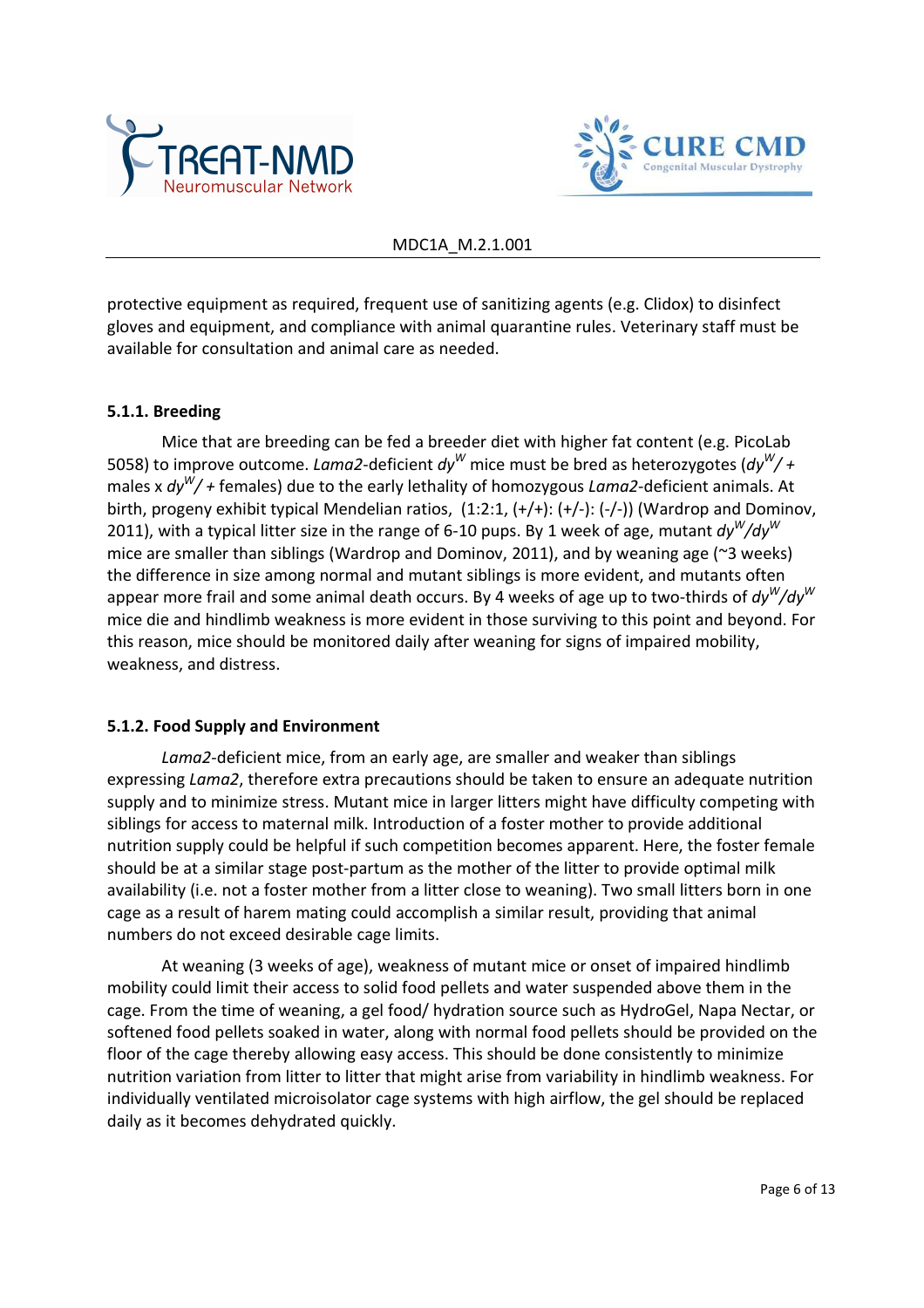protective equipment as required, frequent use of sanitizing agents (e.g. Clidox) to disinfect gloves and equipment, and compliance with animal quarantine rules. Veterinary staff must be available for consultation and animal care as needed.

### 5.1.1. Breeding

Mice that are breeding can be fed a breeder diet with higher fat content (e.g. PicoLab 5058) to improve outcome. *Lama2*-deficient $dy^W$ mice must be bred as heterozygotes ($dy^W/+$ males x $dy^W/+$ females) due to the early lethality of homozygous *Lama2*-deficient animals. At birth, progeny exhibit typical Mendelian ratios, (1:2:1, (+/+): (+/-): (-/-)) (Wardrop and Dominov, 2011), with a typical litter size in the range of 6-10 pups. By 1 week of age, mutant $dy^W/dy^W$ mice are smaller than siblings (Wardrop and Dominov, 2011), and by weaning age (~3 weeks) the difference in size among normal and mutant siblings is more evident, and mutants often appear more frail and some animal death occurs. By 4 weeks of age up to two-thirds of $dy^W/dy^W$ mice die and hindlimb weakness is more evident in those surviving to this point and beyond. For this reason, mice should be monitored daily after weaning for signs of impaired mobility, weakness, and distress.

### 5.1.2. Food Supply and Environment

*Lama2*-deficient mice, from an early age, are smaller and weaker than siblings expressing *Lama2*, therefore extra precautions should be taken to ensure an adequate nutrition supply and to minimize stress. Mutant mice in larger litters might have difficulty competing with siblings for access to maternal milk. Introduction of a foster mother to provide additional nutrition supply could be helpful if such competition becomes apparent. Here, the foster female should be at a similar stage post-partum as the mother of the litter to provide optimal milk availability (i.e. not a foster mother from a litter close to weaning). Two small litters born in one cage as a result of harem mating could accomplish a similar result, providing that animal numbers do not exceed desirable cage limits.

At weaning (3 weeks of age), weakness of mutant mice or onset of impaired hindlimb mobility could limit their access to solid food pellets and water suspended above them in the cage. From the time of weaning, a gel food/ hydration source such as HydroGel, Napa Nectar, or softened food pellets soaked in water, along with normal food pellets should be provided on the floor of the cage thereby allowing easy access. This should be done consistently to minimize nutrition variation from litter to litter that might arise from variability in hindlimb weakness. For individually ventilated microisolator cage systems with high airflow, the gel should be replaced daily as it becomes dehydrated quickly.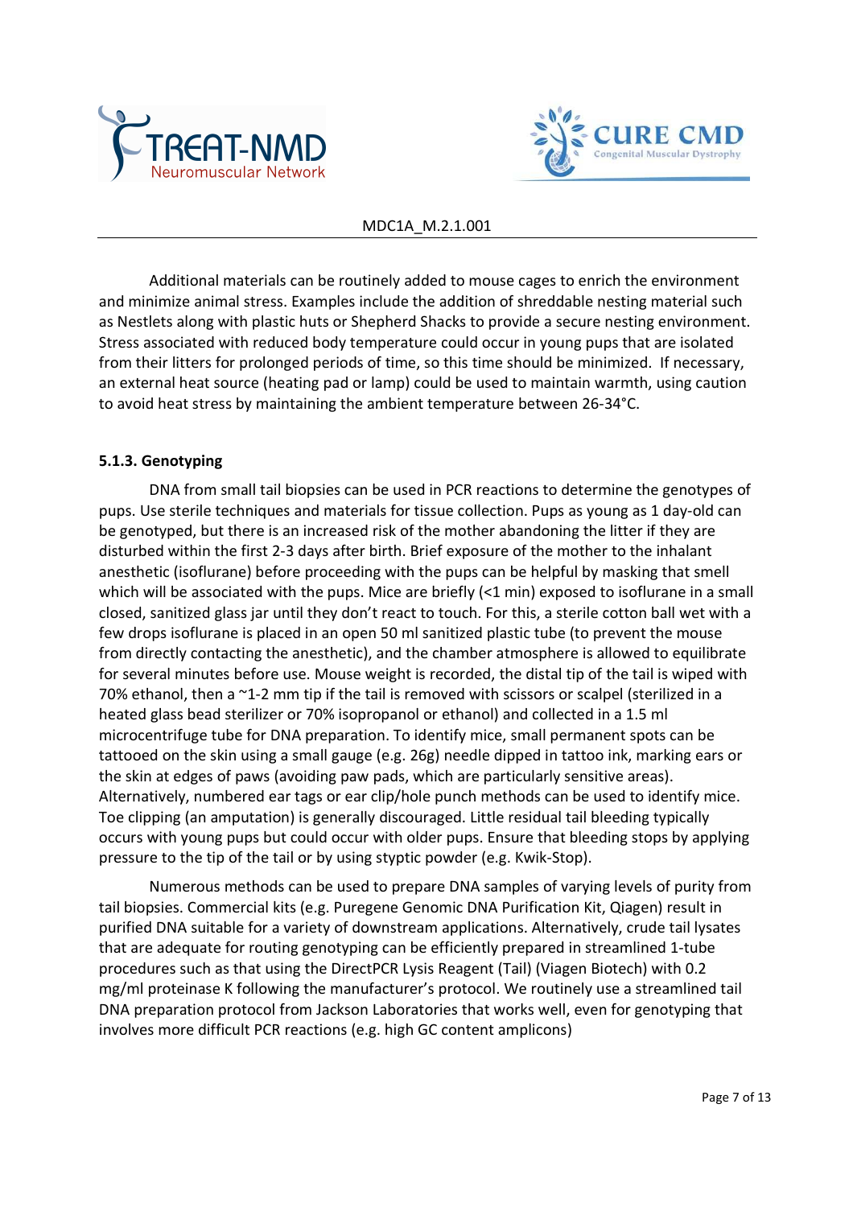Additional materials can be routinely added to mouse cages to enrich the environment and minimize animal stress. Examples include the addition of shreddable nesting material such as Nestlets along with plastic huts or Shepherd Shacks to provide a secure nesting environment. Stress associated with reduced body temperature could occur in young pups that are isolated from their litters for prolonged periods of time, so this time should be minimized. If necessary, an external heat source (heating pad or lamp) could be used to maintain warmth, using caution to avoid heat stress by maintaining the ambient temperature between 26-34°C.

### 5.1.3. Genotyping

DNA from small tail biopsies can be used in PCR reactions to determine the genotypes of pups. Use sterile techniques and materials for tissue collection. Pups as young as 1 day-old can be genotyped, but there is an increased risk of the mother abandoning the litter if they are disturbed within the first 2-3 days after birth. Brief exposure of the mother to the inhalant anesthetic (isoflurane) before proceeding with the pups can be helpful by masking that smell which will be associated with the pups. Mice are briefly (<1 min) exposed to isoflurane in a small closed, sanitized glass jar until they don't react to touch. For this, a sterile cotton ball wet with a few drops isoflurane is placed in an open 50 ml sanitized plastic tube (to prevent the mouse from directly contacting the anesthetic), and the chamber atmosphere is allowed to equilibrate for several minutes before use. Mouse weight is recorded, the distal tip of the tail is wiped with 70% ethanol, then a ~1-2 mm tip if the tail is removed with scissors or scalpel (sterilized in a heated glass bead sterilizer or 70% isopropanol or ethanol) and collected in a 1.5 ml microcentrifuge tube for DNA preparation. To identify mice, small permanent spots can be tattooed on the skin using a small gauge (e.g. 26g) needle dipped in tattoo ink, marking ears or the skin at edges of paws (avoiding paw pads, which are particularly sensitive areas). Alternatively, numbered ear tags or ear clip/hole punch methods can be used to identify mice. Toe clipping (an amputation) is generally discouraged. Little residual tail bleeding typically occurs with young pups but could occur with older pups. Ensure that bleeding stops by applying pressure to the tip of the tail or by using styptic powder (e.g. Kwik-Stop).

Numerous methods can be used to prepare DNA samples of varying levels of purity from tail biopsies. Commercial kits (e.g. Puregene Genomic DNA Purification Kit, Qiagen) result in purified DNA suitable for a variety of downstream applications. Alternatively, crude tail lysates that are adequate for routing genotyping can be efficiently prepared in streamlined 1-tube procedures such as that using the DirectPCR Lysis Reagent (Tail) (Viagen Biotech) with 0.2 mg/ml proteinase K following the manufacturer's protocol. We routinely use a streamlined tail DNA preparation protocol from Jackson Laboratories that works well, even for genotyping that involves more difficult PCR reactions (e.g. high GC content amplicons)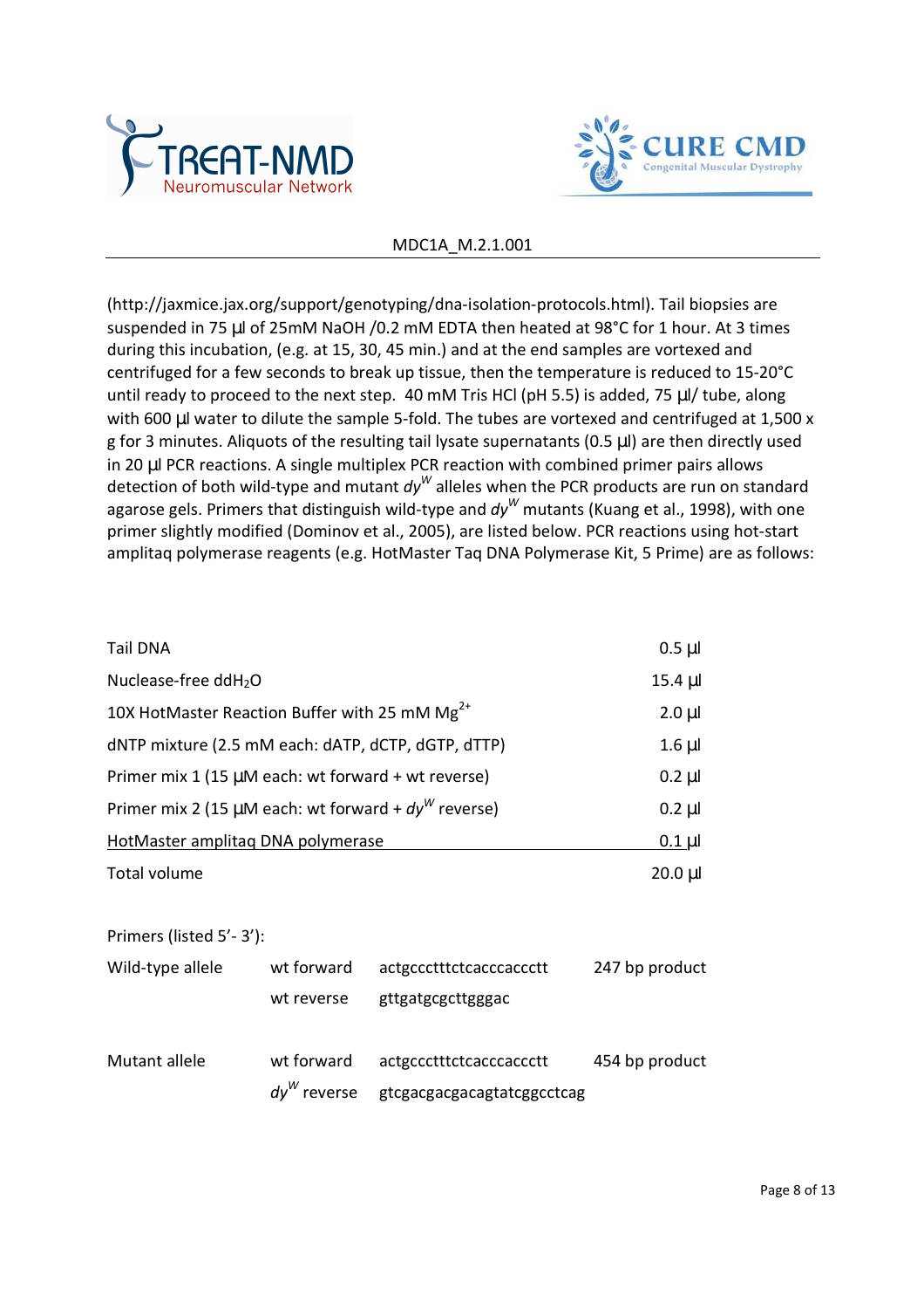(http://jaxmice.jax.org/support/genotyping/dna-isolation-protocols.html). Tail biopsies are suspended in 75 µl of 25mM NaOH /0.2 mM EDTA then heated at 98°C for 1 hour. At 3 times during this incubation, (e.g. at 15, 30, 45 min.) and at the end samples are vortexed and centrifuged for a few seconds to break up tissue, then the temperature is reduced to 15-20°C until ready to proceed to the next step. 40 mM Tris HCl (pH 5.5) is added, 75 µl/ tube, along with 600 µl water to dilute the sample 5-fold. The tubes are vortexed and centrifuged at 1,500 x g for 3 minutes. Aliquots of the resulting tail lysate supernatants (0.5 µl) are then directly used in 20 µl PCR reactions. A single multiplex PCR reaction with combined primer pairs allows detection of both wild-type and mutant $dy^W$ alleles when the PCR products are run on standard agarose gels. Primers that distinguish wild-type and $dy^W$ mutants (Kuang et al., 1998), with one primer slightly modified (Dominov et al., 2005), are listed below. PCR reactions using hot-start amplitaq polymerase reagents (e.g. HotMaster Taq DNA Polymerase Kit, 5 Prime) are as follows:

| Component | Volume |
|---|---|
| Tail DNA | 0.5 µl |
| Nuclease-free $ddH_2O$ | 15.4 µl |
| 10X HotMaster Reaction Buffer with 25 mM $Mg^{2+}$ | 2.0 µl |
| dNTP mixture (2.5 mM each: dATP, dCTP, dGTP, dTTP) | 1.6 µl |
| Primer mix 1 (15 µM each: wt forward + wt reverse) | 0.2 µl |
| Primer mix 2 (15 µM each: wt forward + $dy^W$ reverse) | 0.2 µl |
| HotMaster amplitaq DNA polymerase | 0.1 µl |
| Total volume | 20.0 µl |

Primers (listed 5'- 3'):

| | | | |
|---|---|---|---|
| Wild-type allele | wt forward | actgccctttctcacccacccttt | 247 bp product |
| | wt reverse | gttgatgcgcttgggac | |
| Mutant allele | wt forward | actgccctttctcacccacccttt | 454 bp product |
| | $dy^W$ reverse | gtcgacgacgacagtatcggcctcag | |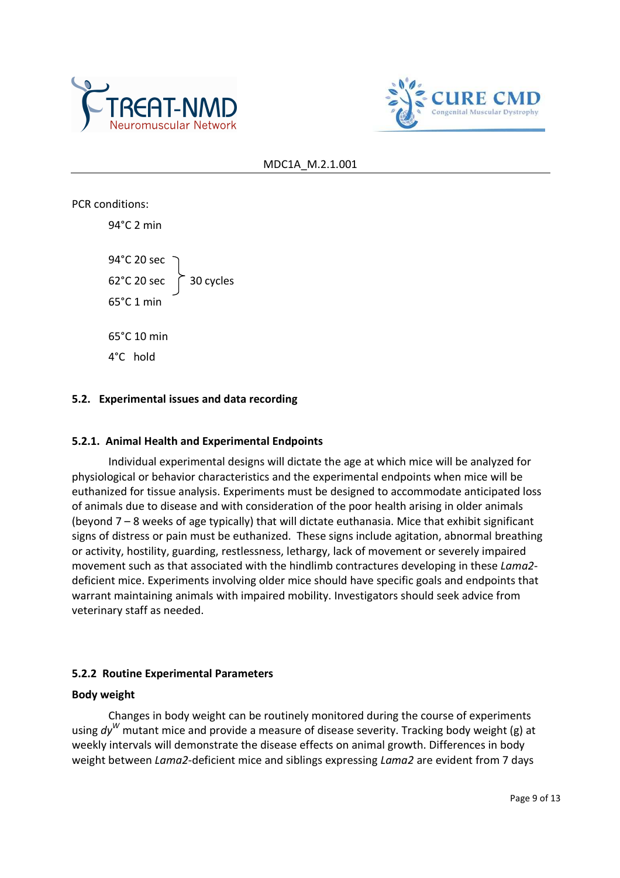PCR conditions:

94°C 2 min

94°C 20 sec
62°C 20 sec } 30 cycles
65°C 1 min

65°C 10 min
4°C hold

### 5.2. Experimental issues and data recording

#### 5.2.1. Animal Health and Experimental Endpoints

Individual experimental designs will dictate the age at which mice will be analyzed for physiological or behavior characteristics and the experimental endpoints when mice will be euthanized for tissue analysis. Experiments must be designed to accommodate anticipated loss of animals due to disease and with consideration of the poor health arising in older animals (beyond 7 – 8 weeks of age typically) that will dictate euthanasia. Mice that exhibit significant signs of distress or pain must be euthanized. These signs include agitation, abnormal breathing or activity, hostility, guarding, restlessness, lethargy, lack of movement or severely impaired movement such as that associated with the hindlimb contractures developing in these *Lama2*-deficient mice. Experiments involving older mice should have specific goals and endpoints that warrant maintaining animals with impaired mobility. Investigators should seek advice from veterinary staff as needed.

#### 5.2.2 Routine Experimental Parameters

**Body weight**

Changes in body weight can be routinely monitored during the course of experiments using *dy*$^{W}$ mutant mice and provide a measure of disease severity. Tracking body weight (g) at weekly intervals will demonstrate the disease effects on animal growth. Differences in body weight between *Lama2*-deficient mice and siblings expressing *Lama2* are evident from 7 days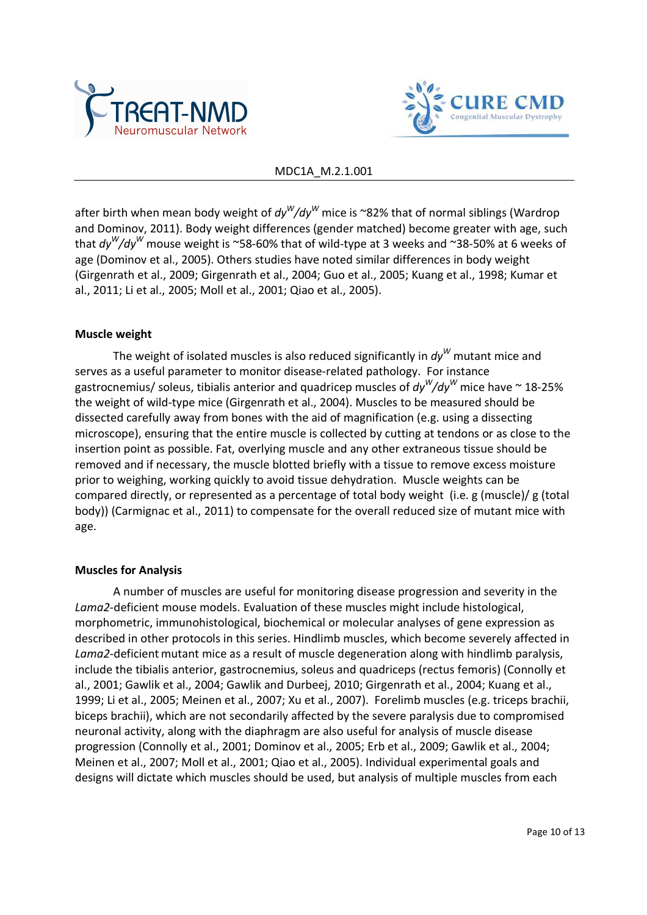after birth when mean body weight of *dy*$^{W}$/*dy*$^{W}$ mice is ~82% that of normal siblings (Wardrop and Dominov, 2011). Body weight differences (gender matched) become greater with age, such that *dy*$^{W}$/*dy*$^{W}$ mouse weight is ~58-60% that of wild-type at 3 weeks and ~38-50% at 6 weeks of age (Dominov et al., 2005). Others studies have noted similar differences in body weight (Girgenrath et al., 2009; Girgenrath et al., 2004; Guo et al., 2005; Kuang et al., 1998; Kumar et al., 2011; Li et al., 2005; Moll et al., 2001; Qiao et al., 2005).

**Muscle weight**

The weight of isolated muscles is also reduced significantly in *dy*$^{W}$ mutant mice and serves as a useful parameter to monitor disease-related pathology. For instance gastrocnemius/ soleus, tibialis anterior and quadricep muscles of *dy*$^{W}$/*dy*$^{W}$ mice have ~ 18-25% the weight of wild-type mice (Girgenrath et al., 2004). Muscles to be measured should be dissected carefully away from bones with the aid of magnification (e.g. using a dissecting microscope), ensuring that the entire muscle is collected by cutting at tendons or as close to the insertion point as possible. Fat, overlying muscle and any other extraneous tissue should be removed and if necessary, the muscle blotted briefly with a tissue to remove excess moisture prior to weighing, working quickly to avoid tissue dehydration. Muscle weights can be compared directly, or represented as a percentage of total body weight (i.e. g (muscle)/ g (total body)) (Carmignac et al., 2011) to compensate for the overall reduced size of mutant mice with age.

**Muscles for Analysis**

A number of muscles are useful for monitoring disease progression and severity in the *Lama2*-deficient mouse models. Evaluation of these muscles might include histological, morphometric, immunohistological, biochemical or molecular analyses of gene expression as described in other protocols in this series. Hindlimb muscles, which become severely affected in *Lama2*-deficient mutant mice as a result of muscle degeneration along with hindlimb paralysis, include the tibialis anterior, gastrocnemius, soleus and quadriceps (rectus femoris) (Connolly et al., 2001; Gawlik et al., 2004; Gawlik and Durbeej, 2010; Girgenrath et al., 2004; Kuang et al., 1999; Li et al., 2005; Meinen et al., 2007; Xu et al., 2007). Forelimb muscles (e.g. triceps brachii, biceps brachii), which are not secondarily affected by the severe paralysis due to compromised neuronal activity, along with the diaphragm are also useful for analysis of muscle disease progression (Connolly et al., 2001; Dominov et al., 2005; Erb et al., 2009; Gawlik et al., 2004; Meinen et al., 2007; Moll et al., 2001; Qiao et al., 2005). Individual experimental goals and designs will dictate which muscles should be used, but analysis of multiple muscles from each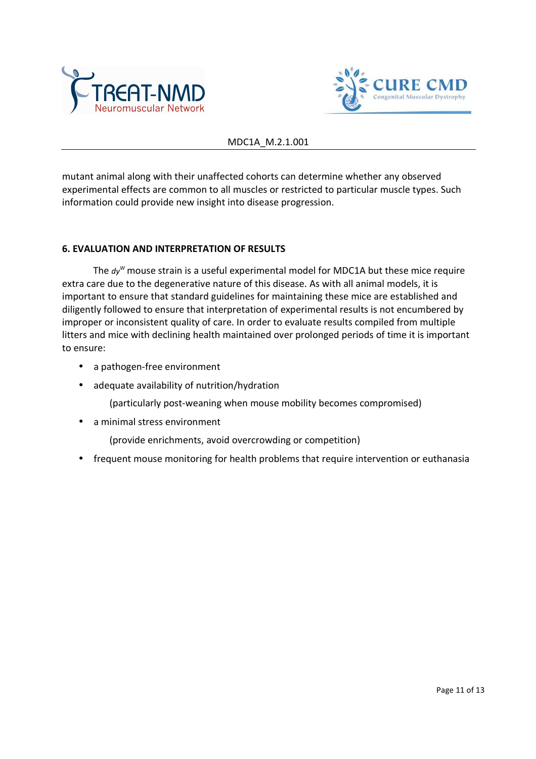mutant animal along with their unaffected cohorts can determine whether any observed experimental effects are common to all muscles or restricted to particular muscle types. Such information could provide new insight into disease progression.

## 6. EVALUATION AND INTERPRETATION OF RESULTS

The *dy*$^{W}$ mouse strain is a useful experimental model for MDC1A but these mice require extra care due to the degenerative nature of this disease. As with all animal models, it is important to ensure that standard guidelines for maintaining these mice are established and diligently followed to ensure that interpretation of experimental results is not encumbered by improper or inconsistent quality of care. In order to evaluate results compiled from multiple litters and mice with declining health maintained over prolonged periods of time it is important to ensure:

- a pathogen-free environment
- adequate availability of nutrition/hydration

  (particularly post-weaning when mouse mobility becomes compromised)
- a minimal stress environment

  (provide enrichments, avoid overcrowding or competition)
- frequent mouse monitoring for health problems that require intervention or euthanasia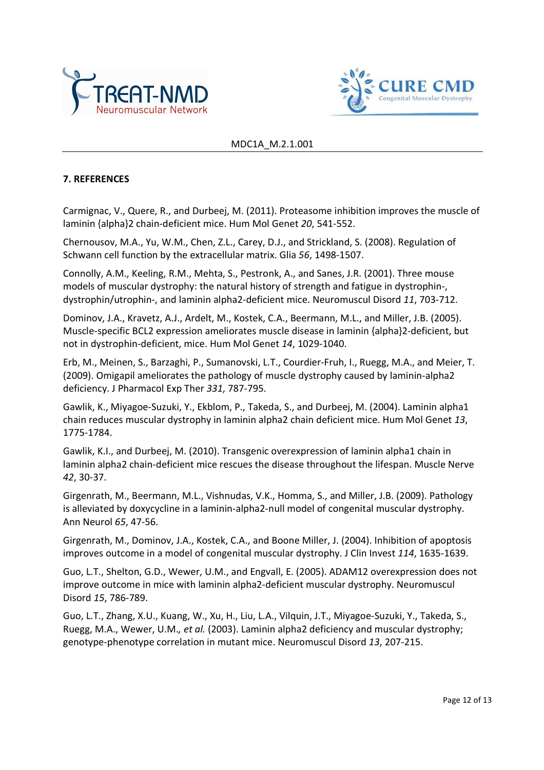### 7. REFERENCES

Carmignac, V., Quere, R., and Durbeej, M. (2011). Proteasome inhibition improves the muscle of laminin {alpha}2 chain-deficient mice. Hum Mol Genet *20*, 541-552.

Chernousov, M.A., Yu, W.M., Chen, Z.L., Carey, D.J., and Strickland, S. (2008). Regulation of Schwann cell function by the extracellular matrix. Glia *56*, 1498-1507.

Connolly, A.M., Keeling, R.M., Mehta, S., Pestronk, A., and Sanes, J.R. (2001). Three mouse models of muscular dystrophy: the natural history of strength and fatigue in dystrophin-, dystrophin/utrophin-, and laminin alpha2-deficient mice. Neuromuscul Disord *11*, 703-712.

Dominov, J.A., Kravetz, A.J., Ardelt, M., Kostek, C.A., Beermann, M.L., and Miller, J.B. (2005). Muscle-specific BCL2 expression ameliorates muscle disease in laminin {alpha}2-deficient, but not in dystrophin-deficient, mice. Hum Mol Genet *14*, 1029-1040.

Erb, M., Meinen, S., Barzaghi, P., Sumanovski, L.T., Courdier-Fruh, I., Ruegg, M.A., and Meier, T. (2009). Omigapil ameliorates the pathology of muscle dystrophy caused by laminin-alpha2 deficiency. J Pharmacol Exp Ther *331*, 787-795.

Gawlik, K., Miyagoe-Suzuki, Y., Ekblom, P., Takeda, S., and Durbeej, M. (2004). Laminin alpha1 chain reduces muscular dystrophy in laminin alpha2 chain deficient mice. Hum Mol Genet *13*, 1775-1784.

Gawlik, K.I., and Durbeej, M. (2010). Transgenic overexpression of laminin alpha1 chain in laminin alpha2 chain-deficient mice rescues the disease throughout the lifespan. Muscle Nerve *42*, 30-37.

Girgenrath, M., Beermann, M.L., Vishnudas, V.K., Homma, S., and Miller, J.B. (2009). Pathology is alleviated by doxycycline in a laminin-alpha2-null model of congenital muscular dystrophy. Ann Neurol *65*, 47-56.

Girgenrath, M., Dominov, J.A., Kostek, C.A., and Boone Miller, J. (2004). Inhibition of apoptosis improves outcome in a model of congenital muscular dystrophy. J Clin Invest *114*, 1635-1639.

Guo, L.T., Shelton, G.D., Wewer, U.M., and Engvall, E. (2005). ADAM12 overexpression does not improve outcome in mice with laminin alpha2-deficient muscular dystrophy. Neuromuscul Disord *15*, 786-789.

Guo, L.T., Zhang, X.U., Kuang, W., Xu, H., Liu, L.A., Vilquin, J.T., Miyagoe-Suzuki, Y., Takeda, S., Ruegg, M.A., Wewer, U.M., *et al.* (2003). Laminin alpha2 deficiency and muscular dystrophy; genotype-phenotype correlation in mutant mice. Neuromuscul Disord *13*, 207-215.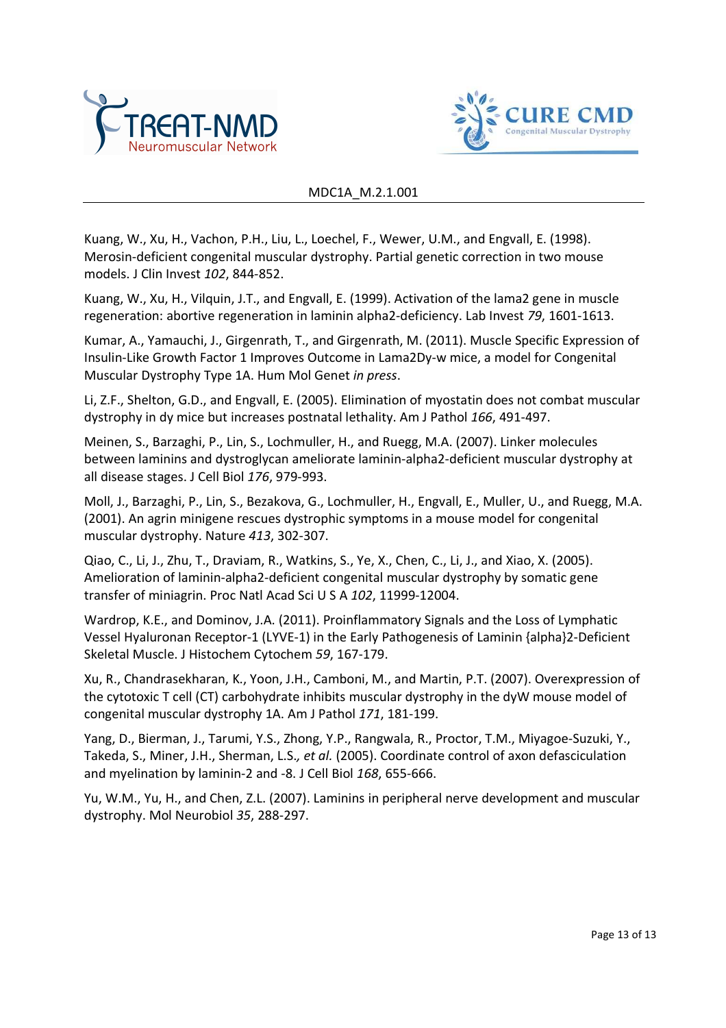Kuang, W., Xu, H., Vachon, P.H., Liu, L., Loechel, F., Wewer, U.M., and Engvall, E. (1998). Merosin-deficient congenital muscular dystrophy. Partial genetic correction in two mouse models. J Clin Invest *102*, 844-852.

Kuang, W., Xu, H., Vilquin, J.T., and Engvall, E. (1999). Activation of the lama2 gene in muscle regeneration: abortive regeneration in laminin alpha2-deficiency. Lab Invest *79*, 1601-1613.

Kumar, A., Yamauchi, J., Girgenrath, T., and Girgenrath, M. (2011). Muscle Specific Expression of Insulin-Like Growth Factor 1 Improves Outcome in Lama2Dy-w mice, a model for Congenital Muscular Dystrophy Type 1A. Hum Mol Genet *in press*.

Li, Z.F., Shelton, G.D., and Engvall, E. (2005). Elimination of myostatin does not combat muscular dystrophy in dy mice but increases postnatal lethality. Am J Pathol *166*, 491-497.

Meinen, S., Barzaghi, P., Lin, S., Lochmuller, H., and Ruegg, M.A. (2007). Linker molecules between laminins and dystroglycan ameliorate laminin-alpha2-deficient muscular dystrophy at all disease stages. J Cell Biol *176*, 979-993.

Moll, J., Barzaghi, P., Lin, S., Bezakova, G., Lochmuller, H., Engvall, E., Muller, U., and Ruegg, M.A. (2001). An agrin minigene rescues dystrophic symptoms in a mouse model for congenital muscular dystrophy. Nature *413*, 302-307.

Qiao, C., Li, J., Zhu, T., Draviam, R., Watkins, S., Ye, X., Chen, C., Li, J., and Xiao, X. (2005). Amelioration of laminin-alpha2-deficient congenital muscular dystrophy by somatic gene transfer of miniagrin. Proc Natl Acad Sci U S A *102*, 11999-12004.

Wardrop, K.E., and Dominov, J.A. (2011). Proinflammatory Signals and the Loss of Lymphatic Vessel Hyaluronan Receptor-1 (LYVE-1) in the Early Pathogenesis of Laminin {alpha}2-Deficient Skeletal Muscle. J Histochem Cytochem *59*, 167-179.

Xu, R., Chandrasekharan, K., Yoon, J.H., Camboni, M., and Martin, P.T. (2007). Overexpression of the cytotoxic T cell (CT) carbohydrate inhibits muscular dystrophy in the dyW mouse model of congenital muscular dystrophy 1A. Am J Pathol *171*, 181-199.

Yang, D., Bierman, J., Tarumi, Y.S., Zhong, Y.P., Rangwala, R., Proctor, T.M., Miyagoe-Suzuki, Y., Takeda, S., Miner, J.H., Sherman, L.S.*, et al.* (2005). Coordinate control of axon defasciculation and myelination by laminin-2 and -8. J Cell Biol *168*, 655-666.

Yu, W.M., Yu, H., and Chen, Z.L. (2007). Laminins in peripheral nerve development and muscular dystrophy. Mol Neurobiol *35*, 288-297.